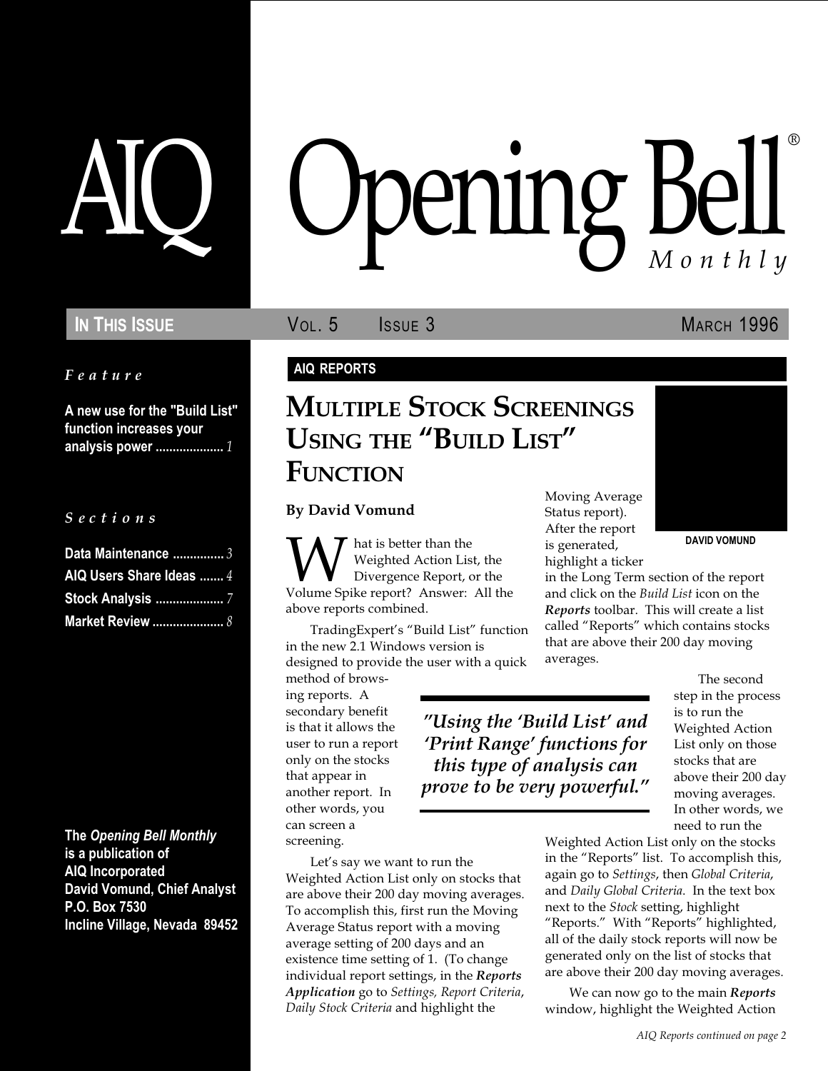# AIQ Opening Bell® Monthly

**IN THIS ISSUE** — VOL. 5 ISSUE 3 — MARCH 1996

*Feature*

**A new use for the "Build List" function increases your analysis power** .................... *1*

*Sections*

**Data Maintenance** ............... *3*
**AIQ Users Share Ideas** ....... *4*
**Stock Analysis** .................... *7*
**Market Review** ..................... *8*

The *Opening Bell Monthly* is a publication of AIQ Incorporated
David Vomund, Chief Analyst
P.O. Box 7530
Incline Village, Nevada 89452

**AIQ REPORTS**

## MULTIPLE STOCK SCREENINGS USING THE "BUILD LIST" FUNCTION

**By David Vomund**

DAVID VOMUND

What is better than the Weighted Action List, the Divergence Report, or the Volume Spike report? Answer: All the above reports combined.

TradingExpert's "Build List" function in the new 2.1 Windows version is designed to provide the user with a quick method of browsing reports. A secondary benefit is that it allows the user to run a report only on the stocks that appear in another report. In other words, you can screen a screening.

> *"Using the 'Build List' and 'Print Range' functions for this type of analysis can prove to be very powerful."*

Let's say we want to run the Weighted Action List only on stocks that are above their 200 day moving averages. To accomplish this, first run the Moving Average Status report with a moving average setting of 200 days and an existence time setting of 1. (To change individual report settings, in the ***Reports Application*** go to *Settings, Report Criteria*, *Daily Stock Criteria* and highlight the Moving Average Status report). After the report is generated, highlight a ticker in the Long Term section of the report and click on the *Build List* icon on the ***Reports*** toolbar. This will create a list called "Reports" which contains stocks that are above their 200 day moving averages.

The second step in the process is to run the Weighted Action List only on those stocks that are above their 200 day moving averages. In other words, we need to run the Weighted Action List only on the stocks in the "Reports" list. To accomplish this, again go to *Settings*, then *Global Criteria*, and *Daily Global Criteria*. In the text box next to the *Stock* setting, highlight "Reports." With "Reports" highlighted, all of the daily stock reports will now be generated only on the list of stocks that are above their 200 day moving averages.

We can now go to the main ***Reports*** window, highlight the Weighted Action

*AIQ Reports continued on page 2*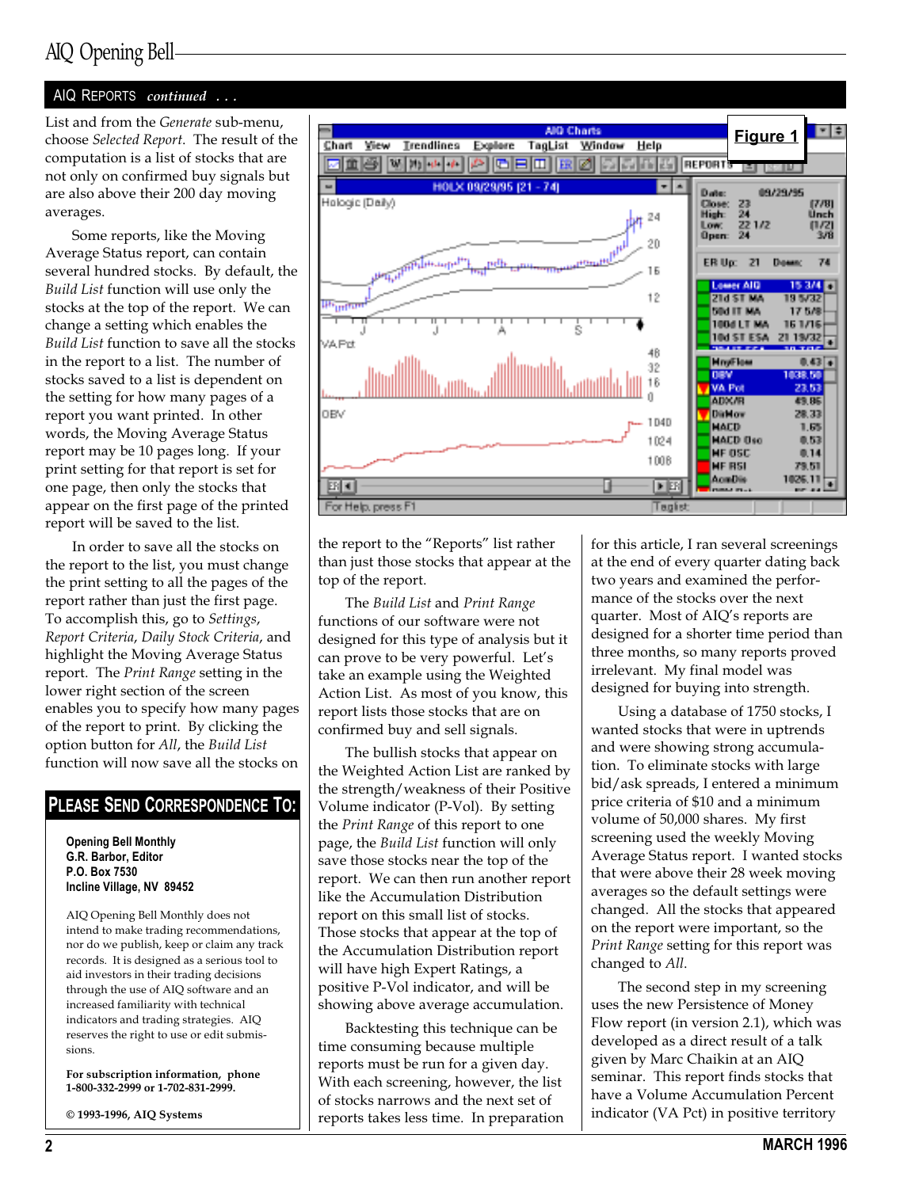## AIQ REPORTS *continued . . .*

List and from the *Generate* sub-menu, choose *Selected Report*. The result of the computation is a list of stocks that are not only on confirmed buy signals but are also above their 200 day moving averages.

Some reports, like the Moving Average Status report, can contain several hundred stocks. By default, the *Build List* function will use only the stocks at the top of the report. We can change a setting which enables the *Build List* function to save all the stocks in the report to a list. The number of stocks saved to a list is dependent on the setting for how many pages of a report you want printed. In other words, the Moving Average Status report may be 10 pages long. If your print setting for that report is set for one page, then only the stocks that appear on the first page of the printed report will be saved to the list.

In order to save all the stocks on the report to the list, you must change the print setting to all the pages of the report rather than just the first page. To accomplish this, go to *Settings*, *Report Criteria*, *Daily Stock Criteria*, and highlight the Moving Average Status report. The *Print Range* setting in the lower right section of the screen enables you to specify how many pages of the report to print. By clicking the option button for *All*, the *Build List* function will now save all the stocks on the report to the "Reports" list rather than just those stocks that appear at the top of the report.

**Figure 1**

The *Build List* and *Print Range* functions of our software were not designed for this type of analysis but it can prove to be very powerful. Let's take an example using the Weighted Action List. As most of you know, this report lists those stocks that are on confirmed buy and sell signals.

The bullish stocks that appear on the Weighted Action List are ranked by the strength/weakness of their Positive Volume indicator (P-Vol). By setting the *Print Range* of this report to one page, the *Build List* function will only save those stocks near the top of the report. We can then run another report like the Accumulation Distribution report on this small list of stocks. Those stocks that appear at the top of the Accumulation Distribution report will have high Expert Ratings, a positive P-Vol indicator, and will be showing above average accumulation.

Backtesting this technique can be time consuming because multiple reports must be run for a given day. With each screening, however, the list of stocks narrows and the next set of reports takes less time. In preparation for this article, I ran several screenings at the end of every quarter dating back two years and examined the performance of the stocks over the next quarter. Most of AIQ's reports are designed for a shorter time period than three months, so many reports proved irrelevant. My final model was designed for buying into strength.

Using a database of 1750 stocks, I wanted stocks that were in uptrends and were showing strong accumulation. To eliminate stocks with large bid/ask spreads, I entered a minimum price criteria of $10 and a minimum volume of 50,000 shares. My first screening used the weekly Moving Average Status report. I wanted stocks that were above their 28 week moving averages so the default settings were changed. All the stocks that appeared on the report were important, so the *Print Range* setting for this report was changed to *All*.

The second step in my screening uses the new Persistence of Money Flow report (in version 2.1), which was developed as a direct result of a talk given by Marc Chaikin at an AIQ seminar. This report finds stocks that have a Volume Accumulation Percent indicator (VA Pct) in positive territory

## PLEASE SEND CORRESPONDENCE TO:

**Opening Bell Monthly**
**G.R. Barbor, Editor**
**P.O. Box 7530**
**Incline Village, NV 89452**

AIQ Opening Bell Monthly does not intend to make trading recommendations, nor do we publish, keep or claim any track records. It is designed as a serious tool to aid investors in their trading decisions through the use of AIQ software and an increased familiarity with technical indicators and trading strategies. AIQ reserves the right to use or edit submissions.

**For subscription information, phone 1-800-332-2999 or 1-702-831-2999.**

**© 1993-1996, AIQ Systems**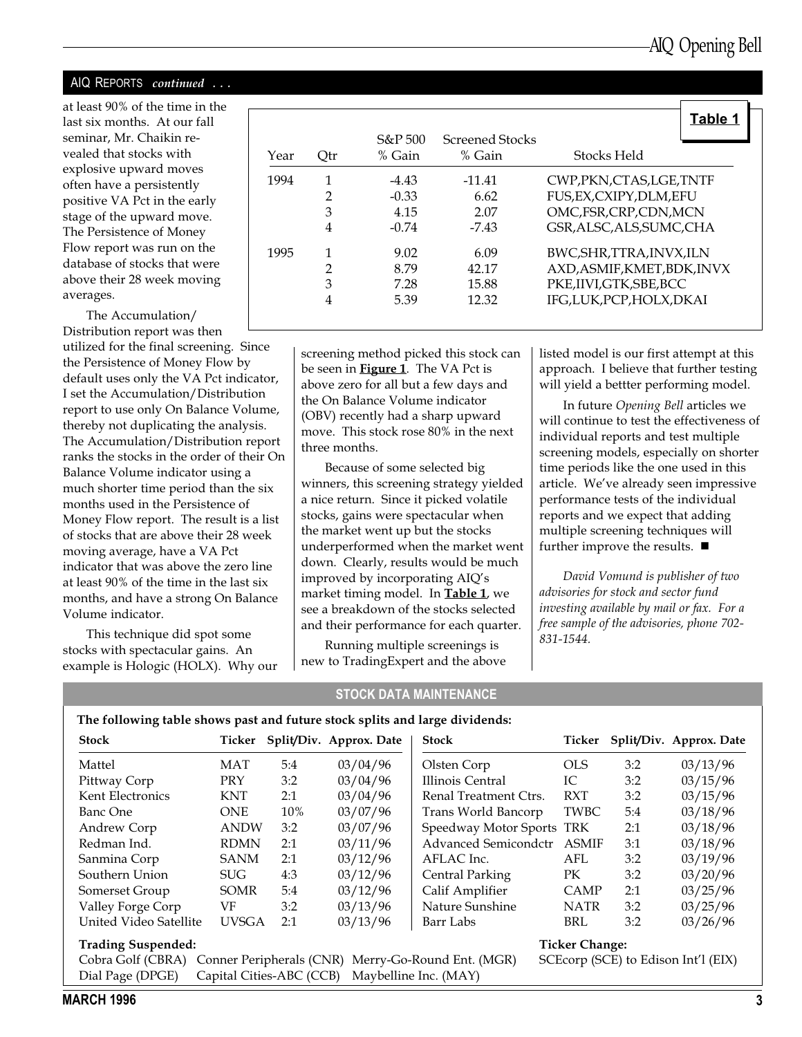## AIQ REPORTS *continued* . . .

at least 90% of the time in the last six months. At our fall seminar, Mr. Chaikin revealed that stocks with explosive upward moves often have a persistently positive VA Pct in the early stage of the upward move. The Persistence of Money Flow report was run on the database of stocks that were above their 28 week moving averages.

**Table 1**

| Year | Qtr | S&P 500 % Gain | Screened Stocks % Gain | Stocks Held |
|---|---|---|---|---|
| 1994 | 1 | -4.43 | -11.41 | CWP,PKN,CTAS,LGE,TNTF |
| | 2 | -0.33 | 6.62 | FUS,EX,CXIPY,DLM,EFU |
| | 3 | 4.15 | 2.07 | OMC,FSR,CRP,CDN,MCN |
| | 4 | -0.74 | -7.43 | GSR,ALSC,ALS,SUMC,CHA |
| 1995 | 1 | 9.02 | 6.09 | BWC,SHR,TTRA,INVX,ILN |
| | 2 | 8.79 | 42.17 | AXD,ASMIF,KMET,BDK,INVX |
| | 3 | 7.28 | 15.88 | PKE,IIVI,GTK,SBE,BCC |
| | 4 | 5.39 | 12.32 | IFG,LUK,PCP,HOLX,DKAI |

The Accumulation/Distribution report was then utilized for the final screening. Since the Persistence of Money Flow by default uses only the VA Pct indicator, I set the Accumulation/Distribution report to use only On Balance Volume, thereby not duplicating the analysis. The Accumulation/Distribution report ranks the stocks in the order of their On Balance Volume indicator using a much shorter time period than the six months used in the Persistence of Money Flow report. The result is a list of stocks that are above their 28 week moving average, have a VA Pct indicator that was above the zero line at least 90% of the time in the last six months, and have a strong On Balance Volume indicator.

This technique did spot some stocks with spectacular gains. An example is Hologic (HOLX). Why our screening method picked this stock can be seen in **Figure 1**. The VA Pct is above zero for all but a few days and the On Balance Volume indicator (OBV) recently had a sharp upward move. This stock rose 80% in the next three months.

Because of some selected big winners, this screening strategy yielded a nice return. Since it picked volatile stocks, gains were spectacular when the market went up but the stocks underperformed when the market went down. Clearly, results would be much improved by incorporating AIQ's market timing model. In **Table 1**, we see a breakdown of the stocks selected and their performance for each quarter.

Running multiple screenings is new to TradingExpert and the above listed model is our first attempt at this approach. I believe that further testing will yield a bettter performing model.

In future *Opening Bell* articles we will continue to test the effectiveness of individual reports and test multiple screening models, especially on shorter time periods like the one used in this article. We've already seen impressive performance tests of the individual reports and we expect that adding multiple screening techniques will further improve the results. ■

*David Vomund is publisher of two advisories for stock and sector fund investing available by mail or fax. For a free sample of the advisories, phone 702-831-1544.*

## STOCK DATA MAINTENANCE

**The following table shows past and future stock splits and large dividends:**

| Stock | Ticker | Split/Div. | Approx. Date | Stock | Ticker | Split/Div. | Approx. Date |
|---|---|---|---|---|---|---|---|
| Mattel | MAT | 5:4 | 03/04/96 | Olsten Corp | OLS | 3:2 | 03/13/96 |
| Pittway Corp | PRY | 3:2 | 03/04/96 | Illinois Central | IC | 3:2 | 03/15/96 |
| Kent Electronics | KNT | 2:1 | 03/04/96 | Renal Treatment Ctrs. | RXT | 3:2 | 03/15/96 |
| Banc One | ONE | 10% | 03/07/96 | Trans World Bancorp | TWBC | 5:4 | 03/18/96 |
| Andrew Corp | ANDW | 3:2 | 03/07/96 | Speedway Motor Sports | TRK | 2:1 | 03/18/96 |
| Redman Ind. | RDMN | 2:1 | 03/11/96 | Advanced Semicondctr | ASMIF | 3:1 | 03/18/96 |
| Sanmina Corp | SANM | 2:1 | 03/12/96 | AFLAC Inc. | AFL | 3:2 | 03/19/96 |
| Southern Union | SUG | 4:3 | 03/12/96 | Central Parking | PK | 3:2 | 03/20/96 |
| Somerset Group | SOMR | 5:4 | 03/12/96 | Calif Amplifier | CAMP | 2:1 | 03/25/96 |
| Valley Forge Corp | VF | 3:2 | 03/13/96 | Nature Sunshine | NATR | 3:2 | 03/25/96 |
| United Video Satellite | UVSGA | 2:1 | 03/13/96 | Barr Labs | BRL | 3:2 | 03/26/96 |

**Trading Suspended:**

Cobra Golf (CBRA), Conner Peripherals (CNR), Merry-Go-Round Ent. (MGR), Dial Page (DPGE), Capital Cities-ABC (CCB), Maybelline Inc. (MAY)

**Ticker Change:**

SCEcorp (SCE) to Edison Int'l (EIX)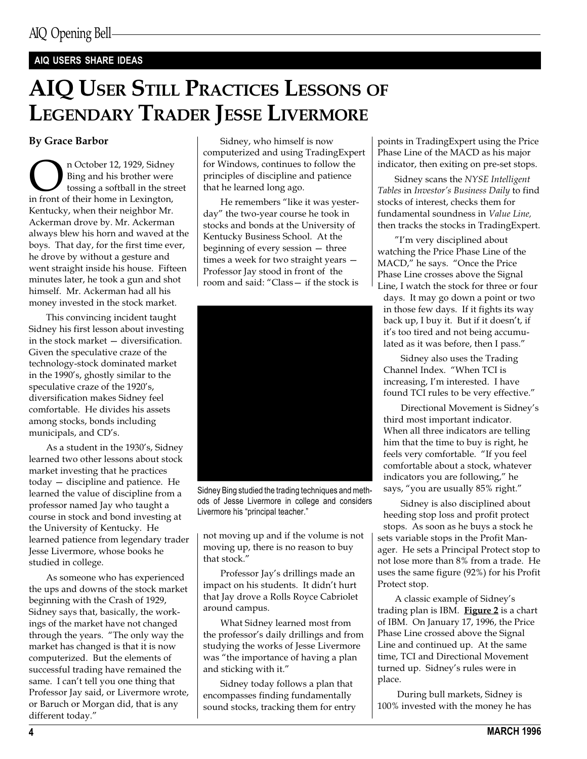**AIQ USERS SHARE IDEAS**

# AIQ USER STILL PRACTICES LESSONS OF LEGENDARY TRADER JESSE LIVERMORE

**By Grace Barbor**

On October 12, 1929, Sidney Bing and his brother were tossing a softball in the street in front of their home in Lexington, Kentucky, when their neighbor Mr. Ackerman drove by. Mr. Ackerman always blew his horn and waved at the boys. That day, for the first time ever, he drove by without a gesture and went straight inside his house. Fifteen minutes later, he took a gun and shot himself. Mr. Ackerman had all his money invested in the stock market.

This convincing incident taught Sidney his first lesson about investing in the stock market — diversification. Given the speculative craze of the technology-stock dominated market in the 1990's, ghostly similar to the speculative craze of the 1920's, diversification makes Sidney feel comfortable. He divides his assets among stocks, bonds including municipals, and CD's.

As a student in the 1930's, Sidney learned two other lessons about stock market investing that he practices today — discipline and patience. He learned the value of discipline from a professor named Jay who taught a course in stock and bond investing at the University of Kentucky. He learned patience from legendary trader Jesse Livermore, whose books he studied in college.

As someone who has experienced the ups and downs of the stock market beginning with the Crash of 1929, Sidney says that, basically, the workings of the market have not changed through the years. "The only way the market has changed is that it is now computerized. But the elements of successful trading have remained the same. I can't tell you one thing that Professor Jay said, or Livermore wrote, or Baruch or Morgan did, that is any different today."

Sidney, who himself is now computerized and using TradingExpert for Windows, continues to follow the principles of discipline and patience that he learned long ago.

He remembers "like it was yesterday" the two-year course he took in stocks and bonds at the University of Kentucky Business School. At the beginning of every session — three times a week for two straight years — Professor Jay stood in front of the room and said: "Class— if the stock is not moving up and if the volume is not moving up, there is no reason to buy that stock."

Sidney Bing studied the trading techniques and methods of Jesse Livermore in college and considers Livermore his "principal teacher."

Professor Jay's drillings made an impact on his students. It didn't hurt that Jay drove a Rolls Royce Cabriolet around campus.

What Sidney learned most from the professor's daily drillings and from studying the works of Jesse Livermore was "the importance of having a plan and sticking with it."

Sidney today follows a plan that encompasses finding fundamentally sound stocks, tracking them for entry points in TradingExpert using the Price Phase Line of the MACD as his major indicator, then exiting on pre-set stops.

Sidney scans the *NYSE Intelligent Tables* in *Investor's Business Daily* to find stocks of interest, checks them for fundamental soundness in *Value Line,* then tracks the stocks in TradingExpert.

"I'm very disciplined about watching the Price Phase Line of the MACD," he says. "Once the Price Phase Line crosses above the Signal Line, I watch the stock for three or four days. It may go down a point or two in those few days. If it fights its way back up, I buy it. But if it doesn't, if it's too tired and not being accumulated as it was before, then I pass."

Sidney also uses the Trading Channel Index. "When TCI is increasing, I'm interested. I have found TCI rules to be very effective."

Directional Movement is Sidney's third most important indicator. When all three indicators are telling him that the time to buy is right, he feels very comfortable. "If you feel comfortable about a stock, whatever indicators you are following," he says, "you are usually 85% right."

Sidney is also disciplined about heeding stop loss and profit protect stops. As soon as he buys a stock he sets variable stops in the Profit Manager. He sets a Principal Protect stop to not lose more than 8% from a trade. He uses the same figure (92%) for his Profit Protect stop.

A classic example of Sidney's trading plan is IBM. **Figure 2** is a chart of IBM. On January 17, 1996, the Price Phase Line crossed above the Signal Line and continued up. At the same time, TCI and Directional Movement turned up. Sidney's rules were in place.

During bull markets, Sidney is 100% invested with the money he has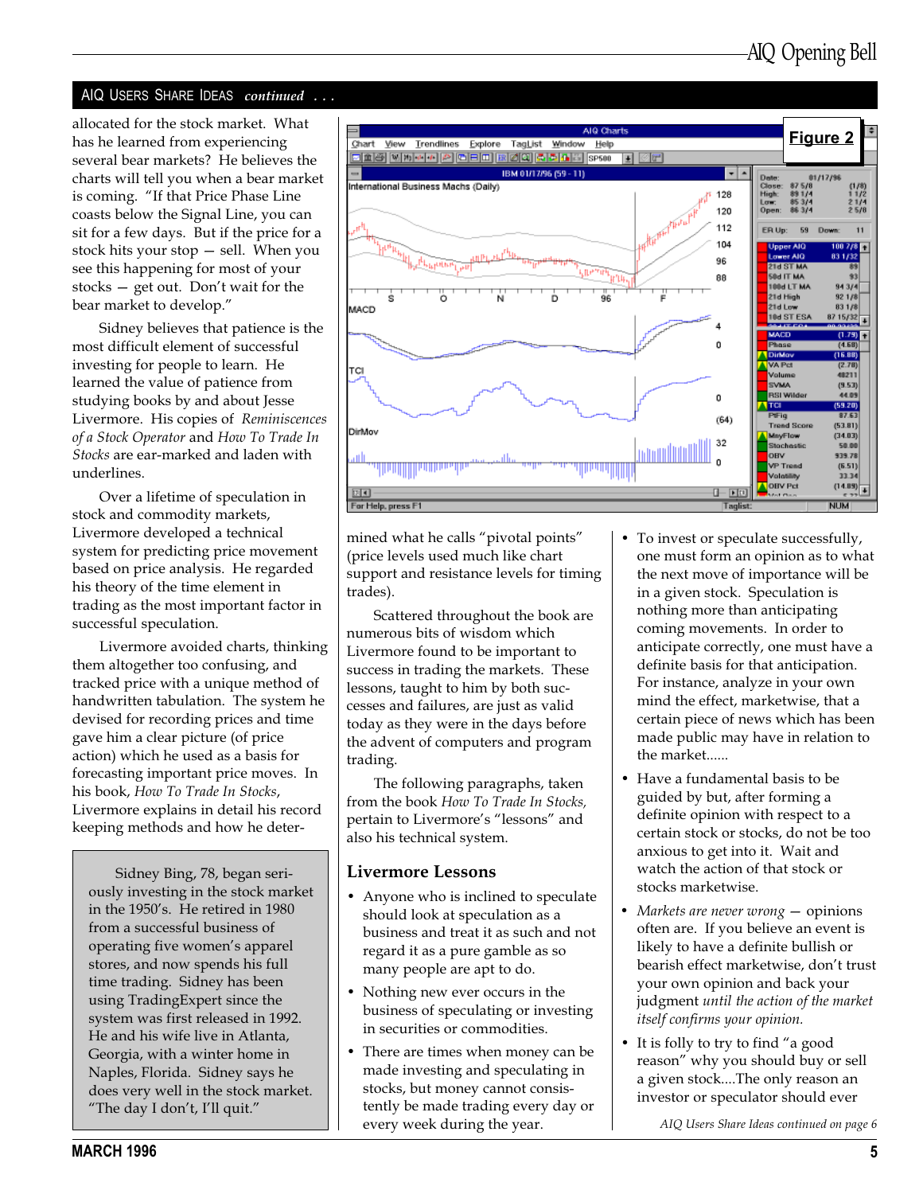## AIQ USERS SHARE IDEAS *continued . . .*

allocated for the stock market. What has he learned from experiencing several bear markets? He believes the charts will tell you when a bear market is coming. "If that Price Phase Line coasts below the Signal Line, you can sit for a few days. But if the price for a stock hits your stop — sell. When you see this happening for most of your stocks — get out. Don't wait for the bear market to develop."

Sidney believes that patience is the most difficult element of successful investing for people to learn. He learned the value of patience from studying books by and about Jesse Livermore. His copies of *Reminiscences of a Stock Operator* and *How To Trade In Stocks* are ear-marked and laden with underlines.

Over a lifetime of speculation in stock and commodity markets, Livermore developed a technical system for predicting price movement based on price analysis. He regarded his theory of the time element in trading as the most important factor in successful speculation.

Livermore avoided charts, thinking them altogether too confusing, and tracked price with a unique method of handwritten tabulation. The system he devised for recording prices and time gave him a clear picture (of price action) which he used as a basis for forecasting important price moves. In his book, *How To Trade In Stocks*, Livermore explains in detail his record keeping methods and how he determined what he calls "pivotal points" (price levels used much like chart support and resistance levels for timing trades).

> Sidney Bing, 78, began seriously investing in the stock market in the 1950's. He retired in 1980 from a successful business of operating five women's apparel stores, and now spends his full time trading. Sidney has been using TradingExpert since the system was first released in 1992. He and his wife live in Atlanta, Georgia, with a winter home in Naples, Florida. Sidney says he does very well in the stock market. "The day I don't, I'll quit."

**Figure 2**

Scattered throughout the book are numerous bits of wisdom which Livermore found to be important to success in trading the markets. These lessons, taught to him by both successes and failures, are just as valid today as they were in the days before the advent of computers and program trading.

The following paragraphs, taken from the book *How To Trade In Stocks,* pertain to Livermore's "lessons" and also his technical system.

### Livermore Lessons

- Anyone who is inclined to speculate should look at speculation as a business and treat it as such and not regard it as a pure gamble as so many people are apt to do.
- Nothing new ever occurs in the business of speculating or investing in securities or commodities.
- There are times when money can be made investing and speculating in stocks, but money cannot consistently be made trading every day or every week during the year.
- To invest or speculate successfully, one must form an opinion as to what the next move of importance will be in a given stock. Speculation is nothing more than anticipating coming movements. In order to anticipate correctly, one must have a definite basis for that anticipation. For instance, analyze in your own mind the effect, marketwise, that a certain piece of news which has been made public may have in relation to the market......
- Have a fundamental basis to be guided by but, after forming a definite opinion with respect to a certain stock or stocks, do not be too anxious to get into it. Wait and watch the action of that stock or stocks marketwise.
- *Markets are never wrong* — opinions often are. If you believe an event is likely to have a definite bullish or bearish effect marketwise, don't trust your own opinion and back your judgment *until the action of the market itself confirms your opinion.*
- It is folly to try to find "a good reason" why you should buy or sell a given stock....The only reason an investor or speculator should ever

*AIQ Users Share Ideas continued on page 6*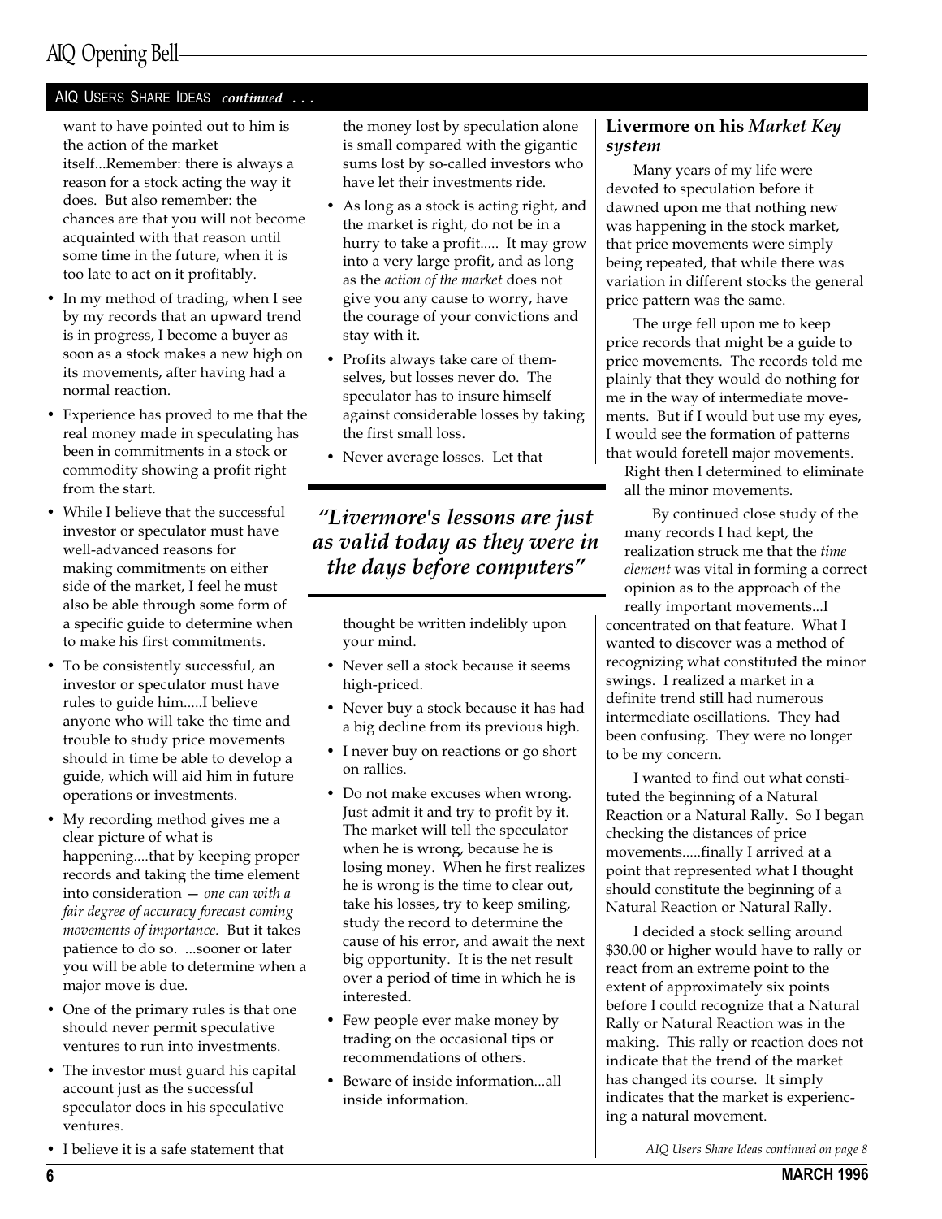want to have pointed out to him is the action of the market itself...Remember: there is always a reason for a stock acting the way it does. But also remember: the chances are that you will not become acquainted with that reason until some time in the future, when it is too late to act on it profitably.

- In my method of trading, when I see by my records that an upward trend is in progress, I become a buyer as soon as a stock makes a new high on its movements, after having had a normal reaction.
- Experience has proved to me that the real money made in speculating has been in commitments in a stock or commodity showing a profit right from the start.
- While I believe that the successful investor or speculator must have well-advanced reasons for making commitments on either side of the market, I feel he must also be able through some form of a specific guide to determine when to make his first commitments.
- To be consistently successful, an investor or speculator must have rules to guide him.....I believe anyone who will take the time and trouble to study price movements should in time be able to develop a guide, which will aid him in future operations or investments.
- My recording method gives me a clear picture of what is happening....that by keeping proper records and taking the time element into consideration — *one can with a fair degree of accuracy forecast coming movements of importance.* But it takes patience to do so. ...sooner or later you will be able to determine when a major move is due.
- One of the primary rules is that one should never permit speculative ventures to run into investments.
- The investor must guard his capital account just as the successful speculator does in his speculative ventures.
- I believe it is a safe statement that the money lost by speculation alone is small compared with the gigantic sums lost by so-called investors who have let their investments ride.
- As long as a stock is acting right, and the market is right, do not be in a hurry to take a profit..... It may grow into a very large profit, and as long as the *action of the market* does not give you any cause to worry, have the courage of your convictions and stay with it.
- Profits always take care of themselves, but losses never do. The speculator has to insure himself against considerable losses by taking the first small loss.
- Never average losses. Let that thought be written indelibly upon your mind.
- Never sell a stock because it seems high-priced.
- Never buy a stock because it has had a big decline from its previous high.
- I never buy on reactions or go short on rallies.
- Do not make excuses when wrong. Just admit it and try to profit by it. The market will tell the speculator when he is wrong, because he is losing money. When he first realizes he is wrong is the time to clear out, take his losses, try to keep smiling, study the record to determine the cause of his error, and await the next big opportunity. It is the net result over a period of time in which he is interested.
- Few people ever make money by trading on the occasional tips or recommendations of others.
- Beware of inside information...<u>all</u> inside information.

> ***"Livermore's lessons are just as valid today as they were in the days before computers"***

### Livermore on his *Market Key system*

Many years of my life were devoted to speculation before it dawned upon me that nothing new was happening in the stock market, that price movements were simply being repeated, that while there was variation in different stocks the general price pattern was the same.

The urge fell upon me to keep price records that might be a guide to price movements. The records told me plainly that they would do nothing for me in the way of intermediate movements. But if I would but use my eyes, I would see the formation of patterns that would foretell major movements. Right then I determined to eliminate all the minor movements.

By continued close study of the many records I had kept, the realization struck me that the *time element* was vital in forming a correct opinion as to the approach of the really important movements...I concentrated on that feature. What I wanted to discover was a method of recognizing what constituted the minor swings. I realized a market in a definite trend still had numerous intermediate oscillations. They had been confusing. They were no longer to be my concern.

I wanted to find out what constituted the beginning of a Natural Reaction or a Natural Rally. So I began checking the distances of price movements.....finally I arrived at a point that represented what I thought should constitute the beginning of a Natural Reaction or Natural Rally.

I decided a stock selling around $30.00 or higher would have to rally or react from an extreme point to the extent of approximately six points before I could recognize that a Natural Rally or Natural Reaction was in the making. This rally or reaction does not indicate that the trend of the market has changed its course. It simply indicates that the market is experiencing a natural movement.

*AIQ Users Share Ideas continued on page 8*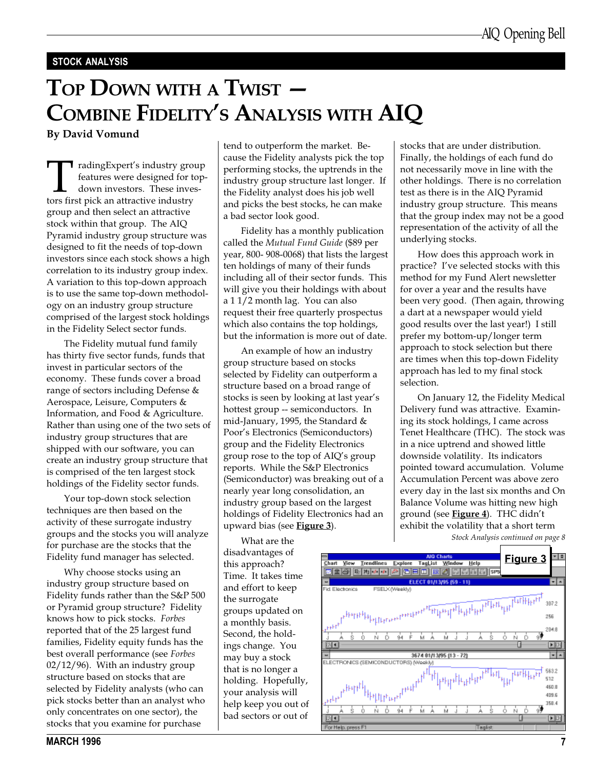STOCK ANALYSIS

# Top Down with a Twist — Combine Fidelity's Analysis with AIQ

**By David Vomund**

TradingExpert's industry group features were designed for top-down investors. These investors first pick an attractive industry group and then select an attractive stock within that group. The AIQ Pyramid industry group structure was designed to fit the needs of top-down investors since each stock shows a high correlation to its industry group index. A variation to this top-down approach is to use the same top-down methodology on an industry group structure comprised of the largest stock holdings in the Fidelity Select sector funds.

The Fidelity mutual fund family has thirty five sector funds, funds that invest in particular sectors of the economy. These funds cover a broad range of sectors including Defense & Aerospace, Leisure, Computers & Information, and Food & Agriculture. Rather than using one of the two sets of industry group structures that are shipped with our software, you can create an industry group structure that is comprised of the ten largest stock holdings of the Fidelity sector funds.

Your top-down stock selection techniques are then based on the activity of these surrogate industry groups and the stocks you will analyze for purchase are the stocks that the Fidelity fund manager has selected.

Why choose stocks using an industry group structure based on Fidelity funds rather than the S&P 500 or Pyramid group structure? Fidelity knows how to pick stocks. *Forbes* reported that of the 25 largest fund families, Fidelity equity funds has the best overall performance (see *Forbes* 02/12/96). With an industry group structure based on stocks that are selected by Fidelity analysts (who can pick stocks better than an analyst who only concentrates on one sector), the stocks that you examine for purchase tend to outperform the market. Because the Fidelity analysts pick the top performing stocks, the uptrends in the industry group structure last longer. If the Fidelity analyst does his job well and picks the best stocks, he can make a bad sector look good.

Fidelity has a monthly publication called the *Mutual Fund Guide* ($89 per year, 800- 908-0068) that lists the largest ten holdings of many of their funds including all of their sector funds. This will give you their holdings with about a 1 1/2 month lag. You can also request their free quarterly prospectus which also contains the top holdings, but the information is more out of date.

An example of how an industry group structure based on stocks selected by Fidelity can outperform a structure based on a broad range of stocks is seen by looking at last year's hottest group -- semiconductors. In mid-January, 1995, the Standard & Poor's Electronics (Semiconductors) group and the Fidelity Electronics group rose to the top of AIQ's group reports. While the S&P Electronics (Semiconductor) was breaking out of a nearly year long consolidation, an industry group based on the largest holdings of Fidelity Electronics had an upward bias (see **Figure 3**).

What are the disadvantages of this approach? Time. It takes time and effort to keep the surrogate groups updated on a monthly basis. Second, the holdings change. You may buy a stock that is no longer a holding. Hopefully, your analysis will help keep you out of bad sectors or out of stocks that are under distribution. Finally, the holdings of each fund do not necessarily move in line with the other holdings. There is no correlation test as there is in the AIQ Pyramid industry group structure. This means that the group index may not be a good representation of the activity of all the underlying stocks.

How does this approach work in practice? I've selected stocks with this method for my Fund Alert newsletter for over a year and the results have been very good. (Then again, throwing a dart at a newspaper would yield good results over the last year!) I still prefer my bottom-up/longer term approach to stock selection but there are times when this top-down Fidelity approach has led to my final stock selection.

On January 12, the Fidelity Medical Delivery fund was attractive. Examining its stock holdings, I came across Tenet Healthcare (THC). The stock was in a nice uptrend and showed little downside volatility. Its indicators pointed toward accumulation. Volume Accumulation Percent was above zero every day in the last six months and On Balance Volume was hitting new high ground (see **Figure 4**). THC didn't exhibit the volatility that a short term

*Stock Analysis continued on page 8*

**Figure 3**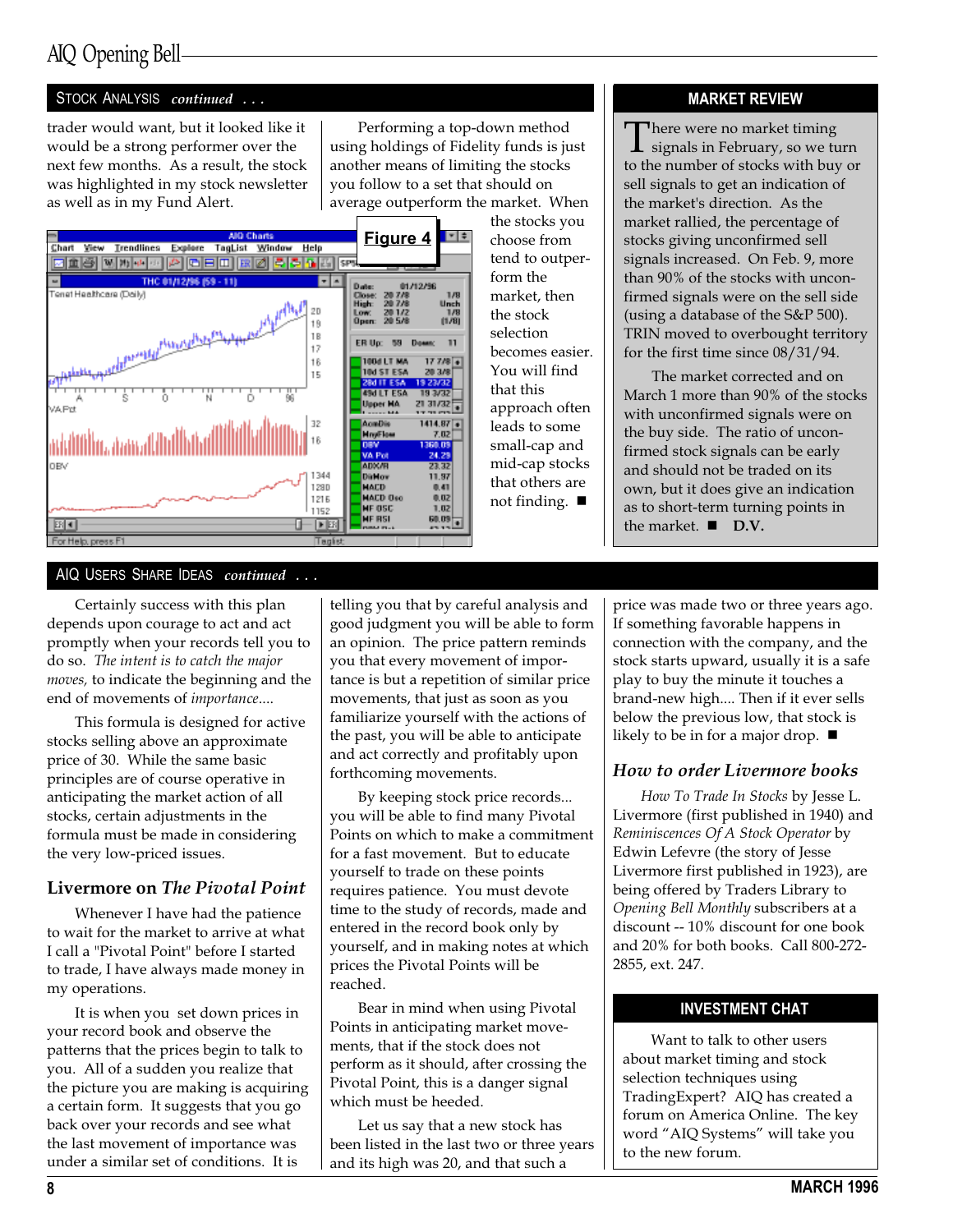## STOCK ANALYSIS *continued* . . .

trader would want, but it looked like it would be a strong performer over the next few months. As a result, the stock was highlighted in my stock newsletter as well as in my Fund Alert.

Performing a top-down method using holdings of Fidelity funds is just another means of limiting the stocks you follow to a set that should on average outperform the market. When the stocks you choose from tend to outperform the market, then the stock selection becomes easier. You will find that this approach often leads to some small-cap and mid-cap stocks that others are not finding. ■

**Figure 4**

## MARKET REVIEW

There were no market timing signals in February, so we turn to the number of stocks with buy or sell signals to get an indication of the market's direction. As the market rallied, the percentage of stocks giving unconfirmed sell signals increased. On Feb. 9, more than 90% of the stocks with unconfirmed signals were on the sell side (using a database of the S&P 500). TRIN moved to overbought territory for the first time since 08/31/94.

The market corrected and on March 1 more than 90% of the stocks with unconfirmed signals were on the buy side. The ratio of unconfirmed stock signals can be early and should not be traded on its own, but it does give an indication as to short-term turning points in the market. ■ **D.V.**

## AIQ USERS SHARE IDEAS *continued* . . .

Certainly success with this plan depends upon courage to act and act promptly when your records tell you to do so. *The intent is to catch the major moves,* to indicate the beginning and the end of movements of *importance*....

This formula is designed for active stocks selling above an approximate price of 30. While the same basic principles are of course operative in anticipating the market action of all stocks, certain adjustments in the formula must be made in considering the very low-priced issues.

### Livermore on *The Pivotal Point*

Whenever I have had the patience to wait for the market to arrive at what I call a "Pivotal Point" before I started to trade, I have always made money in my operations.

It is when you set down prices in your record book and observe the patterns that the prices begin to talk to you. All of a sudden you realize that the picture you are making is acquiring a certain form. It suggests that you go back over your records and see what the last movement of importance was under a similar set of conditions. It is telling you that by careful analysis and good judgment you will be able to form an opinion. The price pattern reminds you that every movement of importance is but a repetition of similar price movements, that just as soon as you familiarize yourself with the actions of the past, you will be able to anticipate and act correctly and profitably upon forthcoming movements.

By keeping stock price records... you will be able to find many Pivotal Points on which to make a commitment for a fast movement. But to educate yourself to trade on these points requires patience. You must devote time to the study of records, made and entered in the record book only by yourself, and in making notes at which prices the Pivotal Points will be reached.

Bear in mind when using Pivotal Points in anticipating market movements, that if the stock does not perform as it should, after crossing the Pivotal Point, this is a danger signal which must be heeded.

Let us say that a new stock has been listed in the last two or three years and its high was 20, and that such a price was made two or three years ago. If something favorable happens in connection with the company, and the stock starts upward, usually it is a safe play to buy the minute it touches a brand-new high.... Then if it ever sells below the previous low, that stock is likely to be in for a major drop. ■

### *How to order Livermore books*

*How To Trade In Stocks* by Jesse L. Livermore (first published in 1940) and *Reminiscences Of A Stock Operator* by Edwin Lefevre (the story of Jesse Livermore first published in 1923), are being offered by Traders Library to *Opening Bell Monthly* subscribers at a discount -- 10% discount for one book and 20% for both books. Call 800-272-2855, ext. 247.

## INVESTMENT CHAT

Want to talk to other users about market timing and stock selection techniques using TradingExpert? AIQ has created a forum on America Online. The key word "AIQ Systems" will take you to the new forum.